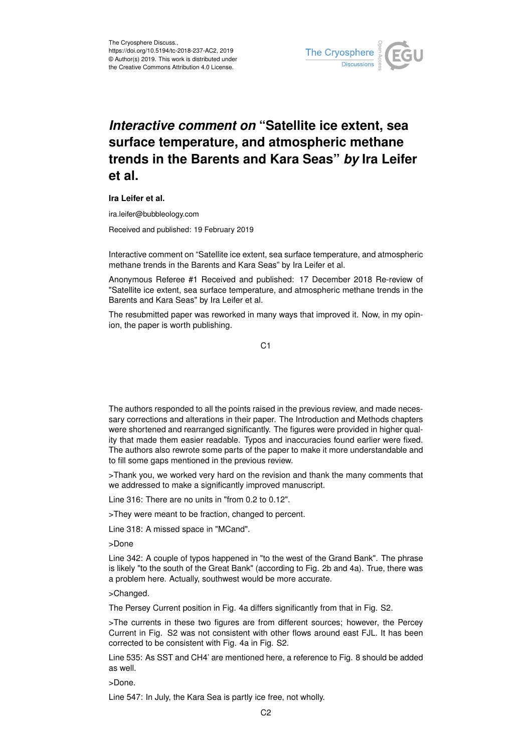# *Interactive comment on* "Satellite ice extent, sea surface temperature, and atmospheric methane trends in the Barents and Kara Seas" *by* Ira Leifer et al.

**Ira Leifer et al.**

ira.leifer@bubbleology.com

Received and published: 19 February 2019

Interactive comment on "Satellite ice extent, sea surface temperature, and atmospheric methane trends in the Barents and Kara Seas" by Ira Leifer et al.

Anonymous Referee #1 Received and published: 17 December 2018 Re-review of "Satellite ice extent, sea surface temperature, and atmospheric methane trends in the Barents and Kara Seas" by Ira Leifer et al.

The resubmitted paper was reworked in many ways that improved it. Now, in my opinion, the paper is worth publishing.

The authors responded to all the points raised in the previous review, and made necessary corrections and alterations in their paper. The Introduction and Methods chapters were shortened and rearranged significantly. The figures were provided in higher quality that made them easier readable. Typos and inaccuracies found earlier were fixed. The authors also rewrote some parts of the paper to make it more understandable and to fill some gaps mentioned in the previous review.

>Thank you, we worked very hard on the revision and thank the many comments that we addressed to make a significantly improved manuscript.

Line 316: There are no units in "from 0.2 to 0.12".

>They were meant to be fraction, changed to percent.

Line 318: A missed space in "MCand".

>Done

Line 342: A couple of typos happened in "to the west of the Grand Bank". The phrase is likely "to the south of the Great Bank" (according to Fig. 2b and 4a). True, there was a problem here. Actually, southwest would be more accurate.

>Changed.

The Persey Current position in Fig. 4a differs significantly from that in Fig. S2.

>The currents in these two figures are from different sources; however, the Percey Current in Fig. S2 was not consistent with other flows around east FJL. It has been corrected to be consistent with Fig. 4a in Fig. S2.

Line 535: As SST and CH4' are mentioned here, a reference to Fig. 8 should be added as well.

>Done.

Line 547: In July, the Kara Sea is partly ice free, not wholly.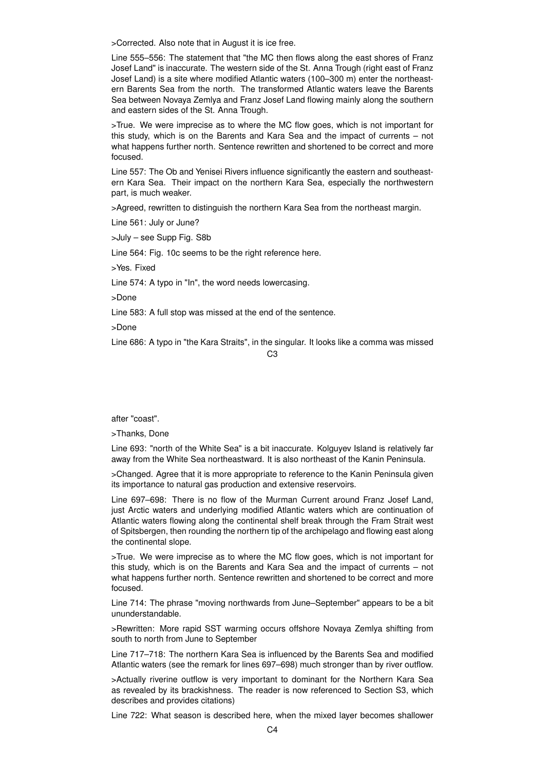>Corrected. Also note that in August it is ice free.

Line 555–556: The statement that "the MC then flows along the east shores of Franz Josef Land" is inaccurate. The western side of the St. Anna Trough (right east of Franz Josef Land) is a site where modified Atlantic waters (100–300 m) enter the northeastern Barents Sea from the north. The transformed Atlantic waters leave the Barents Sea between Novaya Zemlya and Franz Josef Land flowing mainly along the southern and eastern sides of the St. Anna Trough.

>True. We were imprecise as to where the MC flow goes, which is not important for this study, which is on the Barents and Kara Sea and the impact of currents – not what happens further north. Sentence rewritten and shortened to be correct and more focused.

Line 557: The Ob and Yenisei Rivers influence significantly the eastern and southeastern Kara Sea. Their impact on the northern Kara Sea, especially the northwestern part, is much weaker.

>Agreed, rewritten to distinguish the northern Kara Sea from the northeast margin.

Line 561: July or June?

>July – see Supp Fig. S8b

Line 564: Fig. 10c seems to be the right reference here.

>Yes. Fixed

Line 574: A typo in "In", the word needs lowercasing.

>Done

Line 583: A full stop was missed at the end of the sentence.

>Done

Line 686: A typo in "the Kara Straits", in the singular. It looks like a comma was missed after "coast".

>Thanks, Done

Line 693: "north of the White Sea" is a bit inaccurate. Kolguyev Island is relatively far away from the White Sea northeastward. It is also northeast of the Kanin Peninsula.

>Changed. Agree that it is more appropriate to reference to the Kanin Peninsula given its importance to natural gas production and extensive reservoirs.

Line 697–698: There is no flow of the Murman Current around Franz Josef Land, just Arctic waters and underlying modified Atlantic waters which are continuation of Atlantic waters flowing along the continental shelf break through the Fram Strait west of Spitsbergen, then rounding the northern tip of the archipelago and flowing east along the continental slope.

>True. We were imprecise as to where the MC flow goes, which is not important for this study, which is on the Barents and Kara Sea and the impact of currents – not what happens further north. Sentence rewritten and shortened to be correct and more focused.

Line 714: The phrase "moving northwards from June–September" appears to be a bit ununderstandable.

>Rewritten: More rapid SST warming occurs offshore Novaya Zemlya shifting from south to north from June to September

Line 717–718: The northern Kara Sea is influenced by the Barents Sea and modified Atlantic waters (see the remark for lines 697–698) much stronger than by river outflow.

>Actually riverine outflow is very important to dominant for the Northern Kara Sea as revealed by its brackishness. The reader is now referenced to Section S3, which describes and provides citations)

Line 722: What season is described here, when the mixed layer becomes shallower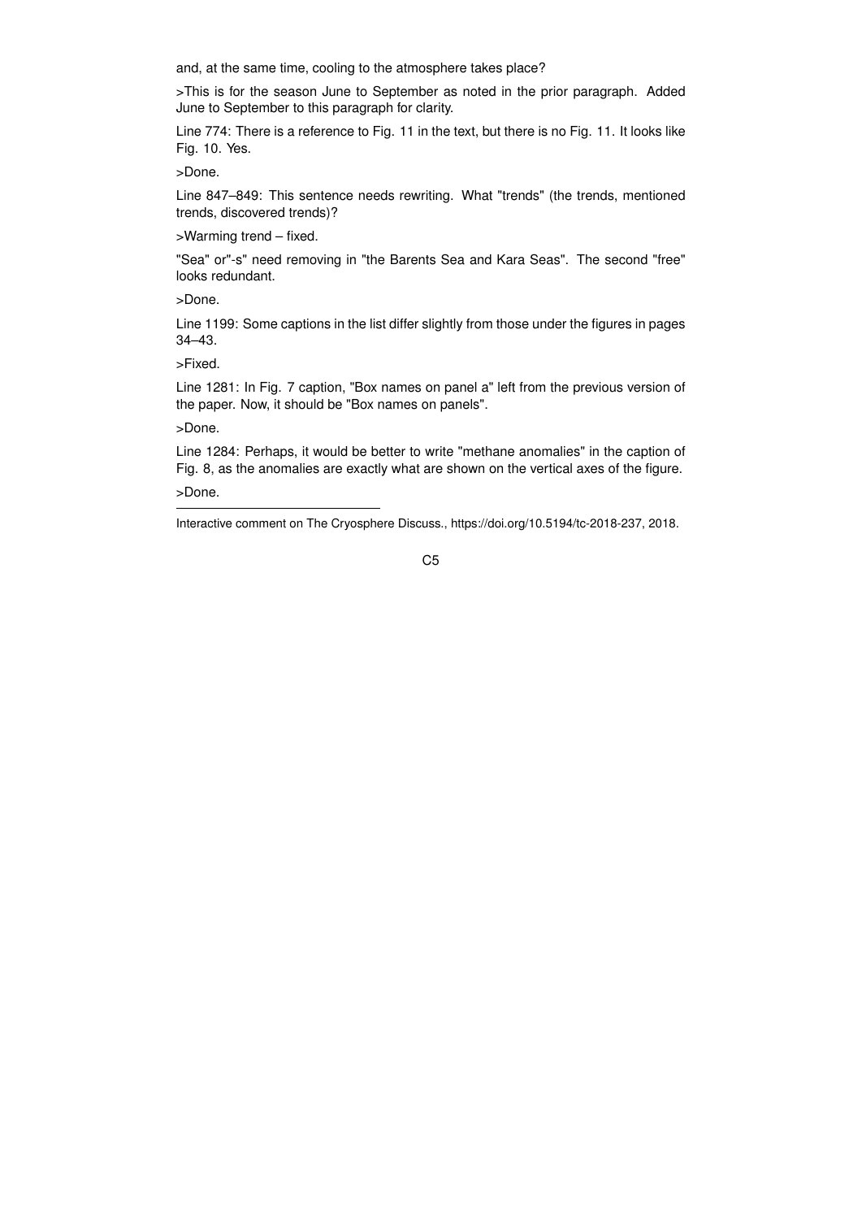and, at the same time, cooling to the atmosphere takes place?

>This is for the season June to September as noted in the prior paragraph. Added June to September to this paragraph for clarity.

Line 774: There is a reference to Fig. 11 in the text, but there is no Fig. 11. It looks like Fig. 10. Yes.

>Done.

Line 847–849: This sentence needs rewriting. What "trends" (the trends, mentioned trends, discovered trends)?

>Warming trend – fixed.

"Sea" or"-s" need removing in "the Barents Sea and Kara Seas". The second "free" looks redundant.

>Done.

Line 1199: Some captions in the list differ slightly from those under the figures in pages 34–43.

>Fixed.

Line 1281: In Fig. 7 caption, "Box names on panel a" left from the previous version of the paper. Now, it should be "Box names on panels".

>Done.

Line 1284: Perhaps, it would be better to write "methane anomalies" in the caption of Fig. 8, as the anomalies are exactly what are shown on the vertical axes of the figure.

>Done.

---

Interactive comment on The Cryosphere Discuss., https://doi.org/10.5194/tc-2018-237, 2018.